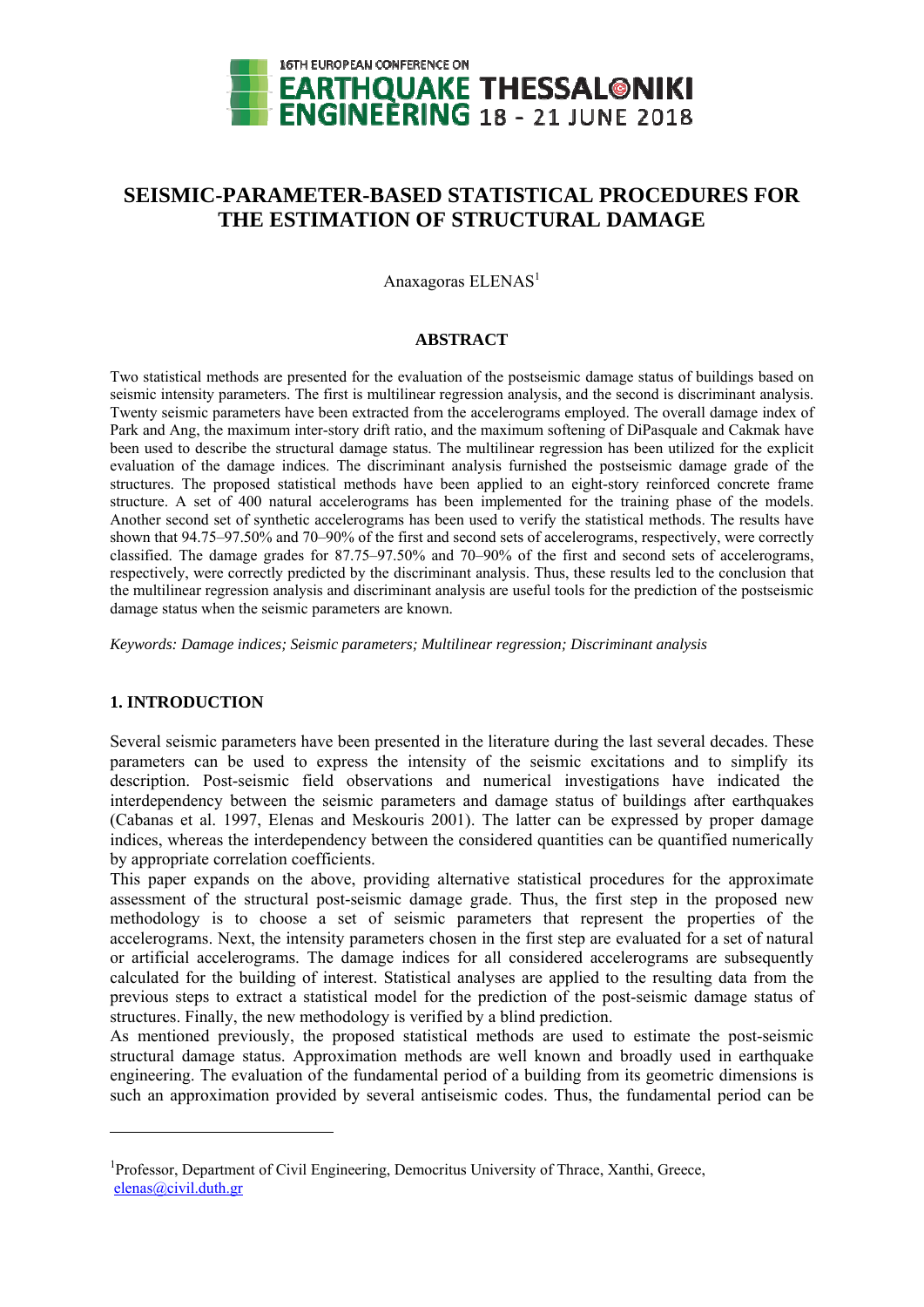# SEISMIC-PARAMETER-BASED STATISTICAL PROCEDURES FOR THE ESTIMATION OF STRUCTURAL DAMAGE

Anaxagoras ELENAS[1]

## ABSTRACT

Two statistical methods are presented for the evaluation of the postseismic damage status of buildings based on seismic intensity parameters. The first is multilinear regression analysis, and the second is discriminant analysis. Twenty seismic parameters have been extracted from the accelerograms employed. The overall damage index of Park and Ang, the maximum inter-story drift ratio, and the maximum softening of DiPasquale and Cakmak have been used to describe the structural damage status. The multilinear regression has been utilized for the explicit evaluation of the damage indices. The discriminant analysis furnished the postseismic damage grade of the structures. The proposed statistical methods have been applied to an eight-story reinforced concrete frame structure. A set of 400 natural accelerograms has been implemented for the training phase of the models. Another second set of synthetic accelerograms has been used to verify the statistical methods. The results have shown that 94.75–97.50% and 70–90% of the first and second sets of accelerograms, respectively, were correctly classified. The damage grades for 87.75–97.50% and 70–90% of the first and second sets of accelerograms, respectively, were correctly predicted by the discriminant analysis. Thus, these results led to the conclusion that the multilinear regression analysis and discriminant analysis are useful tools for the prediction of the postseismic damage status when the seismic parameters are known.

*Keywords: Damage indices; Seismic parameters; Multilinear regression; Discriminant analysis*

## 1. INTRODUCTION

Several seismic parameters have been presented in the literature during the last several decades. These parameters can be used to express the intensity of the seismic excitations and to simplify its description. Post-seismic field observations and numerical investigations have indicated the interdependency between the seismic parameters and damage status of buildings after earthquakes (Cabanas et al. 1997, Elenas and Meskouris 2001). The latter can be expressed by proper damage indices, whereas the interdependency between the considered quantities can be quantified numerically by appropriate correlation coefficients.

This paper expands on the above, providing alternative statistical procedures for the approximate assessment of the structural post-seismic damage grade. Thus, the first step in the proposed new methodology is to choose a set of seismic parameters that represent the properties of the accelerograms. Next, the intensity parameters chosen in the first step are evaluated for a set of natural or artificial accelerograms. The damage indices for all considered accelerograms are subsequently calculated for the building of interest. Statistical analyses are applied to the resulting data from the previous steps to extract a statistical model for the prediction of the post-seismic damage status of structures. Finally, the new methodology is verified by a blind prediction.

As mentioned previously, the proposed statistical methods are used to estimate the post-seismic structural damage status. Approximation methods are well known and broadly used in earthquake engineering. The evaluation of the fundamental period of a building from its geometric dimensions is such an approximation provided by several antiseismic codes. Thus, the fundamental period can be

---

[1]Professor, Department of Civil Engineering, Democritus University of Thrace, Xanthi, Greece, elenas@civil.duth.gr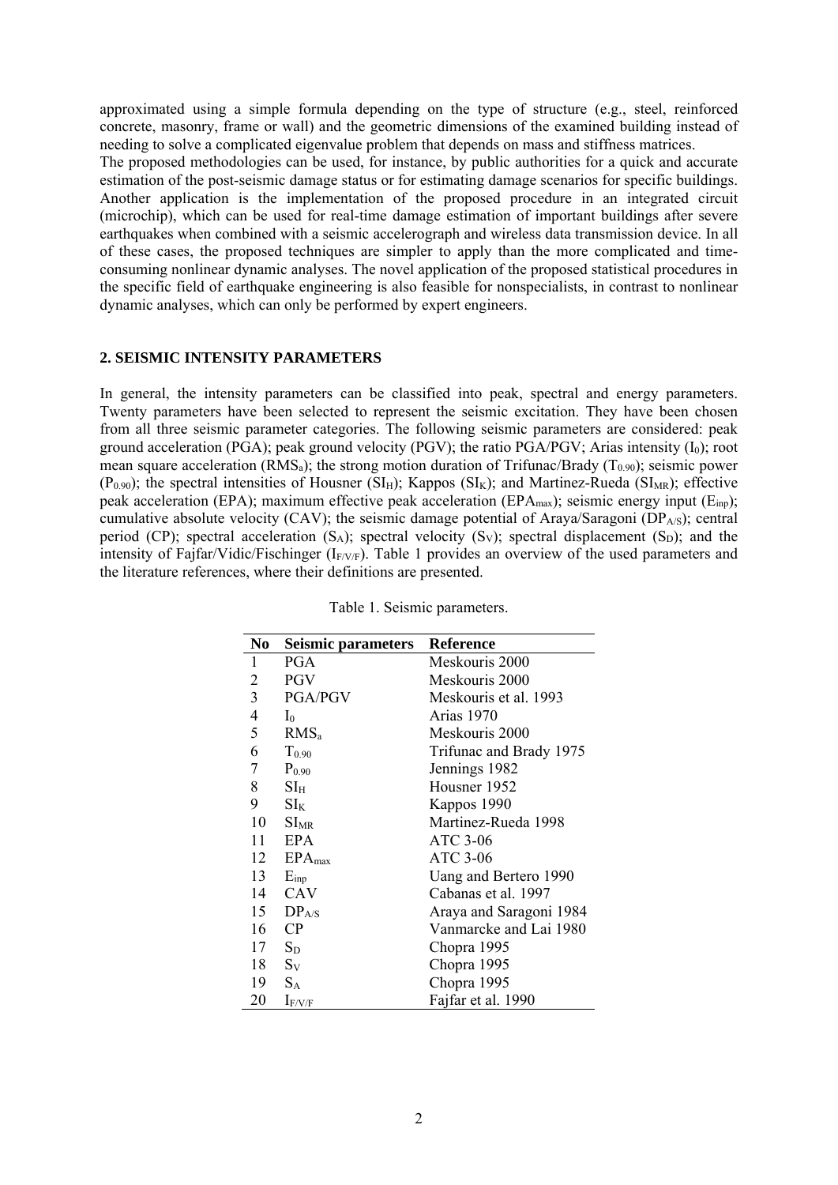approximated using a simple formula depending on the type of structure (e.g., steel, reinforced concrete, masonry, frame or wall) and the geometric dimensions of the examined building instead of needing to solve a complicated eigenvalue problem that depends on mass and stiffness matrices.

The proposed methodologies can be used, for instance, by public authorities for a quick and accurate estimation of the post-seismic damage status or for estimating damage scenarios for specific buildings. Another application is the implementation of the proposed procedure in an integrated circuit (microchip), which can be used for real-time damage estimation of important buildings after severe earthquakes when combined with a seismic accelerograph and wireless data transmission device. In all of these cases, the proposed techniques are simpler to apply than the more complicated and time-consuming nonlinear dynamic analyses. The novel application of the proposed statistical procedures in the specific field of earthquake engineering is also feasible for nonspecialists, in contrast to nonlinear dynamic analyses, which can only be performed by expert engineers.

## 2. SEISMIC INTENSITY PARAMETERS

In general, the intensity parameters can be classified into peak, spectral and energy parameters. Twenty parameters have been selected to represent the seismic excitation. They have been chosen from all three seismic parameter categories. The following seismic parameters are considered: peak ground acceleration (PGA); peak ground velocity (PGV); the ratio PGA/PGV; Arias intensity ($I_0$); root mean square acceleration ($RMS_a$); the strong motion duration of Trifunac/Brady ($T_{0.90}$); seismic power ($P_{0.90}$); the spectral intensities of Housner ($SI_H$); Kappos ($SI_K$); and Martinez-Rueda ($SI_{MR}$); effective peak acceleration (EPA); maximum effective peak acceleration ($EPA_{max}$); seismic energy input ($E_{inp}$); cumulative absolute velocity (CAV); the seismic damage potential of Araya/Saragoni ($DP_{A/S}$); central period (CP); spectral acceleration ($S_A$); spectral velocity ($S_V$); spectral displacement ($S_D$); and the intensity of Fajfar/Vidic/Fischinger ($I_{F/V/F}$). Table 1 provides an overview of the used parameters and the literature references, where their definitions are presented.

Table 1. Seismic parameters.

| No | Seismic parameters | Reference |
|---|---|---|
| 1 | PGA | Meskouris 2000 |
| 2 | PGV | Meskouris 2000 |
| 3 | PGA/PGV | Meskouris et al. 1993 |
| 4 | $I_0$ | Arias 1970 |
| 5 | $RMS_a$ | Meskouris 2000 |
| 6 | $T_{0.90}$ | Trifunac and Brady 1975 |
| 7 | $P_{0.90}$ | Jennings 1982 |
| 8 | $SI_H$ | Housner 1952 |
| 9 | $SI_K$ | Kappos 1990 |
| 10 | $SI_{MR}$ | Martinez-Rueda 1998 |
| 11 | EPA | ATC 3-06 |
| 12 | $EPA_{max}$ | ATC 3-06 |
| 13 | $E_{inp}$ | Uang and Bertero 1990 |
| 14 | CAV | Cabanas et al. 1997 |
| 15 | $DP_{A/S}$ | Araya and Saragoni 1984 |
| 16 | CP | Vanmarcke and Lai 1980 |
| 17 | $S_D$ | Chopra 1995 |
| 18 | $S_V$ | Chopra 1995 |
| 19 | $S_A$ | Chopra 1995 |
| 20 | $I_{F/V/F}$ | Fajfar et al. 1990 |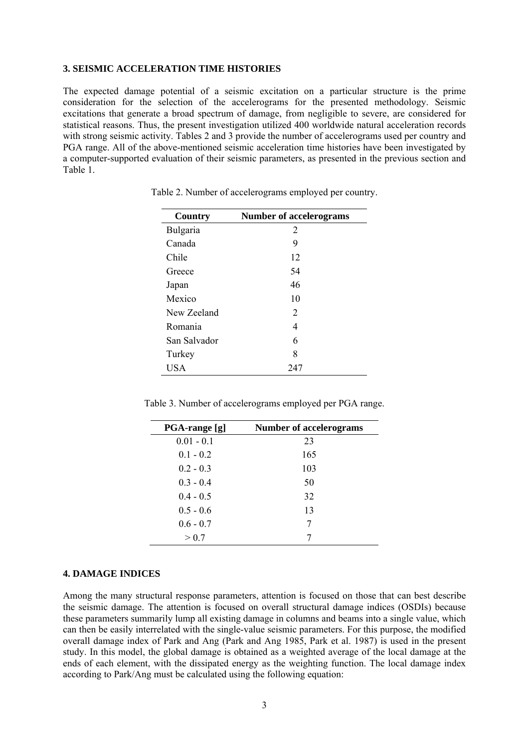## 3. SEISMIC ACCELERATION TIME HISTORIES

The expected damage potential of a seismic excitation on a particular structure is the prime consideration for the selection of the accelerograms for the presented methodology. Seismic excitations that generate a broad spectrum of damage, from negligible to severe, are considered for statistical reasons. Thus, the present investigation utilized 400 worldwide natural acceleration records with strong seismic activity. Tables 2 and 3 provide the number of accelerograms used per country and PGA range. All of the above-mentioned seismic acceleration time histories have been investigated by a computer-supported evaluation of their seismic parameters, as presented in the previous section and Table 1.

Table 2. Number of accelerograms employed per country.

| Country | Number of accelerograms |
|---|---|
| Bulgaria | 2 |
| Canada | 9 |
| Chile | 12 |
| Greece | 54 |
| Japan | 46 |
| Mexico | 10 |
| New Zeeland | 2 |
| Romania | 4 |
| San Salvador | 6 |
| Turkey | 8 |
| USA | 247 |

Table 3. Number of accelerograms employed per PGA range.

| PGA-range [g] | Number of accelerograms |
|---|---|
| 0.01 - 0.1 | 23 |
| 0.1 - 0.2 | 165 |
| 0.2 - 0.3 | 103 |
| 0.3 - 0.4 | 50 |
| 0.4 - 0.5 | 32 |
| 0.5 - 0.6 | 13 |
| 0.6 - 0.7 | 7 |
| > 0.7 | 7 |

## 4. DAMAGE INDICES

Among the many structural response parameters, attention is focused on those that can best describe the seismic damage. The attention is focused on overall structural damage indices (OSDIs) because these parameters summarily lump all existing damage in columns and beams into a single value, which can then be easily interrelated with the single-value seismic parameters. For this purpose, the modified overall damage index of Park and Ang (Park and Ang 1985, Park et al. 1987) is used in the present study. In this model, the global damage is obtained as a weighted average of the local damage at the ends of each element, with the dissipated energy as the weighting function. The local damage index according to Park/Ang must be calculated using the following equation: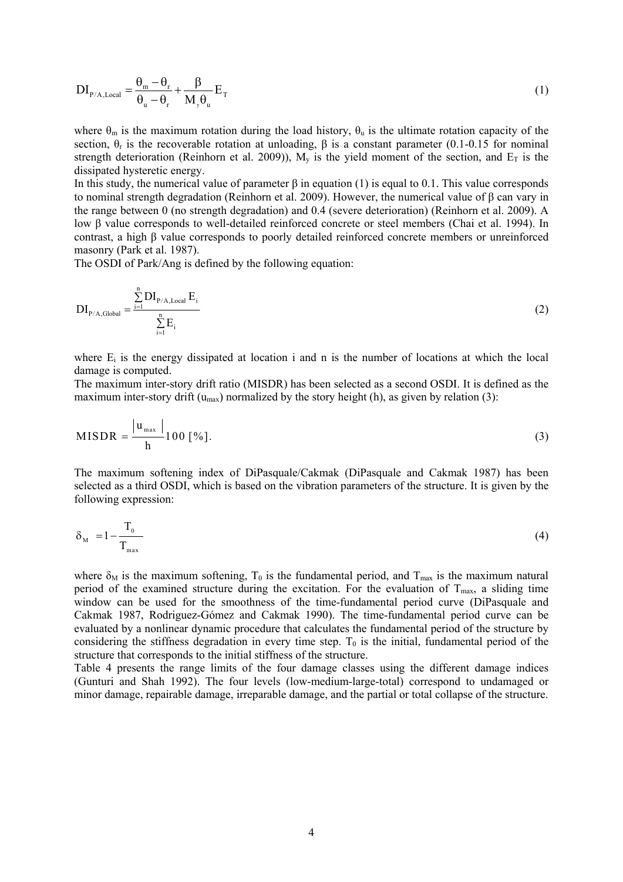$$\mathrm{DI}_{\mathrm{P/A,Local}} = \frac{\theta_m - \theta_r}{\theta_u - \theta_r} + \frac{\beta}{M_y \theta_u} E_T \tag{1}$$

where $\theta_m$ is the maximum rotation during the load history, $\theta_u$ is the ultimate rotation capacity of the section, $\theta_r$ is the recoverable rotation at unloading, β is a constant parameter (0.1-0.15 for nominal strength deterioration (Reinhorn et al. 2009)), $M_y$ is the yield moment of the section, and $E_T$ is the dissipated hysteretic energy.

In this study, the numerical value of parameter β in equation (1) is equal to 0.1. This value corresponds to nominal strength degradation (Reinhorn et al. 2009). However, the numerical value of β can vary in the range between 0 (no strength degradation) and 0.4 (severe deterioration) (Reinhorn et al. 2009). A low β value corresponds to well-detailed reinforced concrete or steel members (Chai et al. 1994). In contrast, a high β value corresponds to poorly detailed reinforced concrete members or unreinforced masonry (Park et al. 1987).

The OSDI of Park/Ang is defined by the following equation:

$$\mathrm{DI}_{\mathrm{P/A,Global}} = \frac{\sum_{i=1}^{n} \mathrm{DI}_{\mathrm{P/A,Local}} E_i}{\sum_{i=1}^{n} E_i} \tag{2}$$

where $E_i$ is the energy dissipated at location i and n is the number of locations at which the local damage is computed.

The maximum inter-story drift ratio (MISDR) has been selected as a second OSDI. It is defined as the maximum inter-story drift ($u_{max}$) normalized by the story height (h), as given by relation (3):

$$\mathrm{MISDR} = \frac{|u_{max}|}{h} 100\ [\%]. \tag{3}$$

The maximum softening index of DiPasquale/Cakmak (DiPasquale and Cakmak 1987) has been selected as a third OSDI, which is based on the vibration parameters of the structure. It is given by the following expression:

$$\delta_M = 1 - \frac{T_0}{T_{max}} \tag{4}$$

where $\delta_M$ is the maximum softening, $T_0$ is the fundamental period, and $T_{max}$ is the maximum natural period of the examined structure during the excitation. For the evaluation of $T_{max}$, a sliding time window can be used for the smoothness of the time-fundamental period curve (DiPasquale and Cakmak 1987, Rodriguez-Gómez and Cakmak 1990). The time-fundamental period curve can be evaluated by a nonlinear dynamic procedure that calculates the fundamental period of the structure by considering the stiffness degradation in every time step. $T_0$ is the initial, fundamental period of the structure that corresponds to the initial stiffness of the structure.

Table 4 presents the range limits of the four damage classes using the different damage indices (Gunturi and Shah 1992). The four levels (low-medium-large-total) correspond to undamaged or minor damage, repairable damage, irreparable damage, and the partial or total collapse of the structure.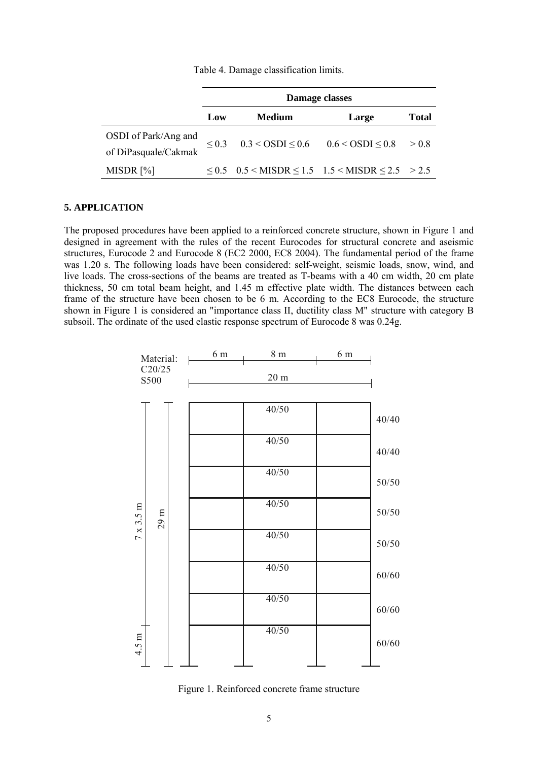Table 4. Damage classification limits.

| | Damage classes | | | |
|---|---|---|---|---|
| | Low | Medium | Large | Total |
| OSDI of Park/Ang and of DiPasquale/Cakmak | $\leq 0.3$ | $0.3 < \text{OSDI} \leq 0.6$ | $0.6 < \text{OSDI} \leq 0.8$ | $> 0.8$ |
| MISDR [%] | $\leq 0.5$ | $0.5 < \text{MISDR} \leq 1.5$ | $1.5 < \text{MISDR} \leq 2.5$ | $> 2.5$ |

## 5. APPLICATION

The proposed procedures have been applied to a reinforced concrete structure, shown in Figure 1 and designed in agreement with the rules of the recent Eurocodes for structural concrete and aseismic structures, Eurocode 2 and Eurocode 8 (EC2 2000, EC8 2004). The fundamental period of the frame was 1.20 s. The following loads have been considered: self-weight, seismic loads, snow, wind, and live loads. The cross-sections of the beams are treated as T-beams with a 40 cm width, 20 cm plate thickness, 50 cm total beam height, and 1.45 m effective plate width. The distances between each frame of the structure have been chosen to be 6 m. According to the EC8 Eurocode, the structure shown in Figure 1 is considered an "importance class II, ductility class M" structure with category B subsoil. The ordinate of the used elastic response spectrum of Eurocode 8 was 0.24g.

Material: C20/25 S500

6 m | 8 m | 6 m — 20 m

7 x 3.5 m; 4.5 m; 29 m

Beams: 40/50 (all storeys)

Columns: 40/40, 40/40, 50/50, 50/50, 50/50, 60/60, 60/60, 60/60 (top to bottom)

Figure 1. Reinforced concrete frame structure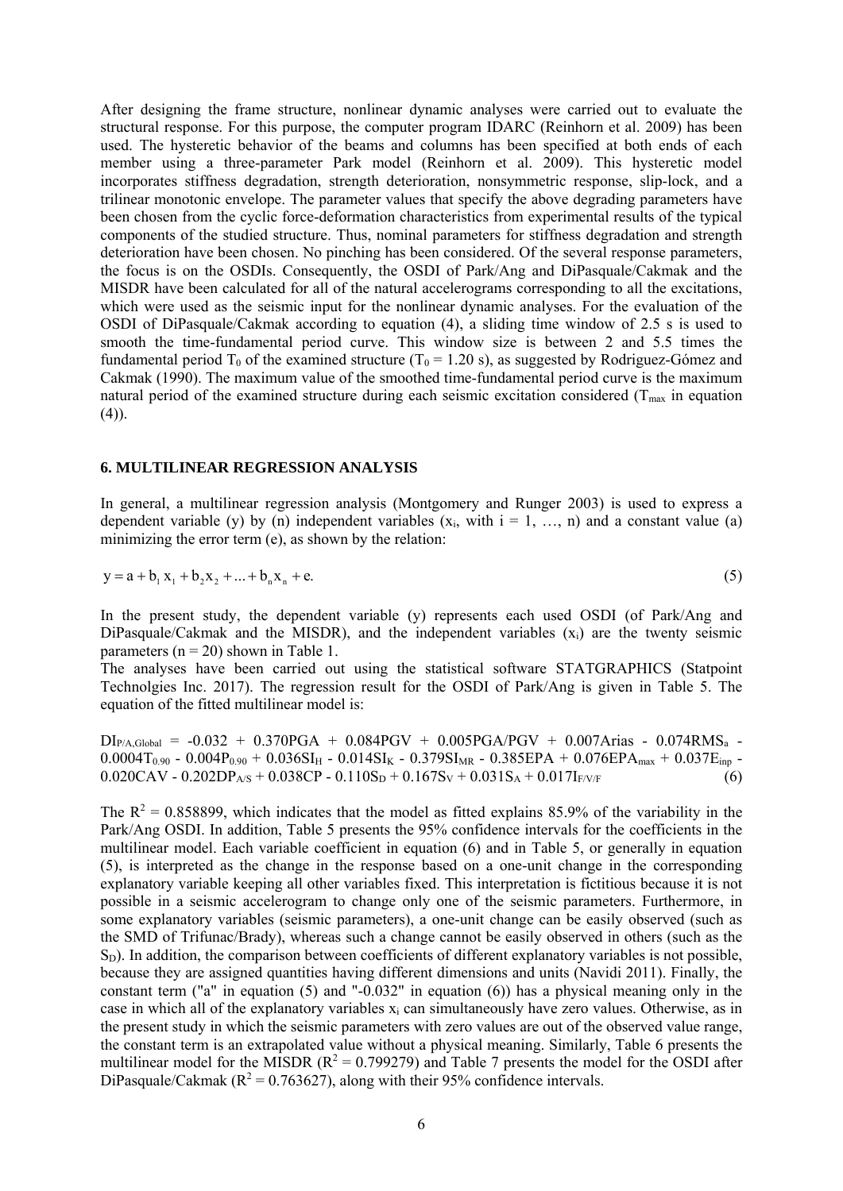After designing the frame structure, nonlinear dynamic analyses were carried out to evaluate the structural response. For this purpose, the computer program IDARC (Reinhorn et al. 2009) has been used. The hysteretic behavior of the beams and columns has been specified at both ends of each member using a three-parameter Park model (Reinhorn et al. 2009). This hysteretic model incorporates stiffness degradation, strength deterioration, nonsymmetric response, slip-lock, and a trilinear monotonic envelope. The parameter values that specify the above degrading parameters have been chosen from the cyclic force-deformation characteristics from experimental results of the typical components of the studied structure. Thus, nominal parameters for stiffness degradation and strength deterioration have been chosen. No pinching has been considered. Of the several response parameters, the focus is on the OSDIs. Consequently, the OSDI of Park/Ang and DiPasquale/Cakmak and the MISDR have been calculated for all of the natural accelerograms corresponding to all the excitations, which were used as the seismic input for the nonlinear dynamic analyses. For the evaluation of the OSDI of DiPasquale/Cakmak according to equation (4), a sliding time window of 2.5 s is used to smooth the time-fundamental period curve. This window size is between 2 and 5.5 times the fundamental period $T_0$ of the examined structure ($T_0 = 1.20$ s), as suggested by Rodriguez-Gómez and Cakmak (1990). The maximum value of the smoothed time-fundamental period curve is the maximum natural period of the examined structure during each seismic excitation considered ($T_{max}$ in equation (4)).

## 6. MULTILINEAR REGRESSION ANALYSIS

In general, a multilinear regression analysis (Montgomery and Runger 2003) is used to express a dependent variable (y) by (n) independent variables ($x_i$, with $i = 1, \ldots, n$) and a constant value (a) minimizing the error term (e), as shown by the relation:

$$y = a + b_1 x_1 + b_2 x_2 + \ldots + b_n x_n + e. \tag{5}$$

In the present study, the dependent variable (y) represents each used OSDI (of Park/Ang and DiPasquale/Cakmak and the MISDR), and the independent variables ($x_i$) are the twenty seismic parameters ($n = 20$) shown in Table 1.

The analyses have been carried out using the statistical software STATGRAPHICS (Statpoint Technolgies Inc. 2017). The regression result for the OSDI of Park/Ang is given in Table 5. The equation of the fitted multilinear model is:

$$DI_{P/A,Global} = -0.032 + 0.370PGA + 0.084PGV + 0.005PGA/PGV + 0.007Arias - 0.074RMS_a - 0.0004T_{0.90} - 0.004P_{0.90} + 0.036SI_H - 0.014SI_K - 0.379SI_{MR} - 0.385EPA + 0.076EPA_{max} + 0.037E_{inp} - 0.020CAV - 0.202DP_{A/S} + 0.038CP - 0.110S_D + 0.167S_V + 0.031S_A + 0.017I_{F/V/F} \tag{6}$$

The $R^2 = 0.858899$, which indicates that the model as fitted explains 85.9% of the variability in the Park/Ang OSDI. In addition, Table 5 presents the 95% confidence intervals for the coefficients in the multilinear model. Each variable coefficient in equation (6) and in Table 5, or generally in equation (5), is interpreted as the change in the response based on a one-unit change in the corresponding explanatory variable keeping all other variables fixed. This interpretation is fictitious because it is not possible in a seismic accelerogram to change only one of the seismic parameters. Furthermore, in some explanatory variables (seismic parameters), a one-unit change can be easily observed (such as the SMD of Trifunac/Brady), whereas such a change cannot be easily observed in others (such as the $S_D$). In addition, the comparison between coefficients of different explanatory variables is not possible, because they are assigned quantities having different dimensions and units (Navidi 2011). Finally, the constant term ("a" in equation (5) and "-0.032" in equation (6)) has a physical meaning only in the case in which all of the explanatory variables $x_i$ can simultaneously have zero values. Otherwise, as in the present study in which the seismic parameters with zero values are out of the observed value range, the constant term is an extrapolated value without a physical meaning. Similarly, Table 6 presents the multilinear model for the MISDR ($R^2 = 0.799279$) and Table 7 presents the model for the OSDI after DiPasquale/Cakmak ($R^2 = 0.763627$), along with their 95% confidence intervals.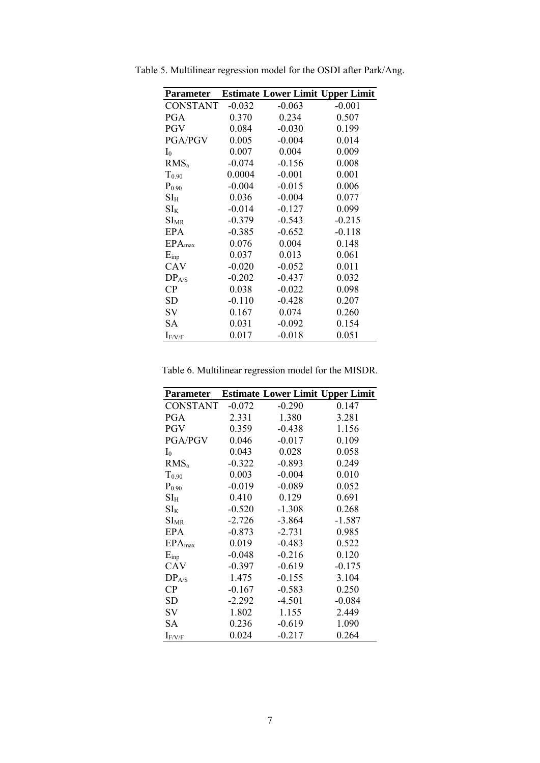Table 5. Multilinear regression model for the OSDI after Park/Ang.

| Parameter | Estimate | Lower Limit | Upper Limit |
|---|---|---|---|
| CONSTANT | -0.032 | -0.063 | -0.001 |
| PGA | 0.370 | 0.234 | 0.507 |
| PGV | 0.084 | -0.030 | 0.199 |
| PGA/PGV | 0.005 | -0.004 | 0.014 |
| $I_0$ | 0.007 | 0.004 | 0.009 |
| $RMS_a$ | -0.074 | -0.156 | 0.008 |
| $T_{0.90}$ | 0.0004 | -0.001 | 0.001 |
| $P_{0.90}$ | -0.004 | -0.015 | 0.006 |
| $SI_H$ | 0.036 | -0.004 | 0.077 |
| $SI_K$ | -0.014 | -0.127 | 0.099 |
| $SI_{MR}$ | -0.379 | -0.543 | -0.215 |
| EPA | -0.385 | -0.652 | -0.118 |
| $EPA_{max}$ | 0.076 | 0.004 | 0.148 |
| $E_{inp}$ | 0.037 | 0.013 | 0.061 |
| CAV | -0.020 | -0.052 | 0.011 |
| $DP_{A/S}$ | -0.202 | -0.437 | 0.032 |
| CP | 0.038 | -0.022 | 0.098 |
| SD | -0.110 | -0.428 | 0.207 |
| SV | 0.167 | 0.074 | 0.260 |
| SA | 0.031 | -0.092 | 0.154 |
| $I_{F/V/F}$ | 0.017 | -0.018 | 0.051 |

Table 6. Multilinear regression model for the MISDR.

| Parameter | Estimate | Lower Limit | Upper Limit |
|---|---|---|---|
| CONSTANT | -0.072 | -0.290 | 0.147 |
| PGA | 2.331 | 1.380 | 3.281 |
| PGV | 0.359 | -0.438 | 1.156 |
| PGA/PGV | 0.046 | -0.017 | 0.109 |
| $I_0$ | 0.043 | 0.028 | 0.058 |
| $RMS_a$ | -0.322 | -0.893 | 0.249 |
| $T_{0.90}$ | 0.003 | -0.004 | 0.010 |
| $P_{0.90}$ | -0.019 | -0.089 | 0.052 |
| $SI_H$ | 0.410 | 0.129 | 0.691 |
| $SI_K$ | -0.520 | -1.308 | 0.268 |
| $SI_{MR}$ | -2.726 | -3.864 | -1.587 |
| EPA | -0.873 | -2.731 | 0.985 |
| $EPA_{max}$ | 0.019 | -0.483 | 0.522 |
| $E_{inp}$ | -0.048 | -0.216 | 0.120 |
| CAV | -0.397 | -0.619 | -0.175 |
| $DP_{A/S}$ | 1.475 | -0.155 | 3.104 |
| CP | -0.167 | -0.583 | 0.250 |
| SD | -2.292 | -4.501 | -0.084 |
| SV | 1.802 | 1.155 | 2.449 |
| SA | 0.236 | -0.619 | 1.090 |
| $I_{F/V/F}$ | 0.024 | -0.217 | 0.264 |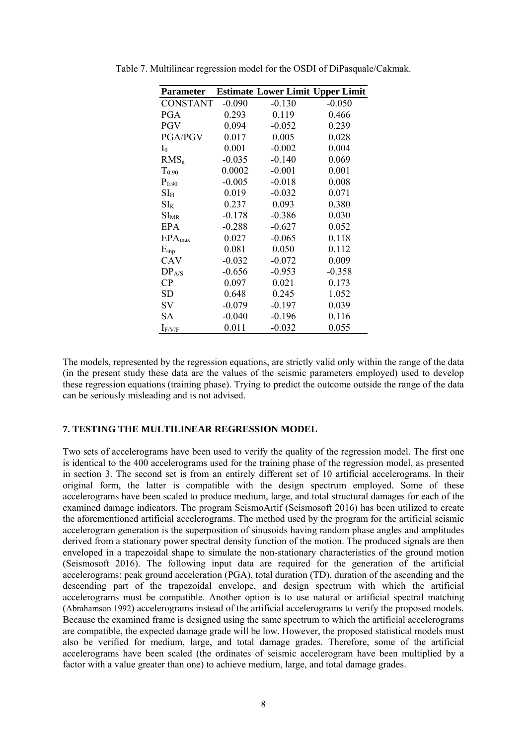Table 7. Multilinear regression model for the OSDI of DiPasquale/Cakmak.

| Parameter | Estimate | Lower Limit | Upper Limit |
|---|---|---|---|
| CONSTANT | -0.090 | -0.130 | -0.050 |
| PGA | 0.293 | 0.119 | 0.466 |
| PGV | 0.094 | -0.052 | 0.239 |
| PGA/PGV | 0.017 | 0.005 | 0.028 |
| $I_0$ | 0.001 | -0.002 | 0.004 |
| $RMS_a$ | -0.035 | -0.140 | 0.069 |
| $T_{0.90}$ | 0.0002 | -0.001 | 0.001 |
| $P_{0.90}$ | -0.005 | -0.018 | 0.008 |
| $SI_H$ | 0.019 | -0.032 | 0.071 |
| $SI_K$ | 0.237 | 0.093 | 0.380 |
| $SI_{MR}$ | -0.178 | -0.386 | 0.030 |
| EPA | -0.288 | -0.627 | 0.052 |
| $EPA_{max}$ | 0.027 | -0.065 | 0.118 |
| $E_{inp}$ | 0.081 | 0.050 | 0.112 |
| CAV | -0.032 | -0.072 | 0.009 |
| $DP_{A/S}$ | -0.656 | -0.953 | -0.358 |
| CP | 0.097 | 0.021 | 0.173 |
| SD | 0.648 | 0.245 | 1.052 |
| SV | -0.079 | -0.197 | 0.039 |
| SA | -0.040 | -0.196 | 0.116 |
| $I_{F/V/F}$ | 0.011 | -0.032 | 0.055 |

The models, represented by the regression equations, are strictly valid only within the range of the data (in the present study these data are the values of the seismic parameters employed) used to develop these regression equations (training phase). Trying to predict the outcome outside the range of the data can be seriously misleading and is not advised.

## 7. TESTING THE MULTILINEAR REGRESSION MODEL

Two sets of accelerograms have been used to verify the quality of the regression model. The first one is identical to the 400 accelerograms used for the training phase of the regression model, as presented in section 3. The second set is from an entirely different set of 10 artificial accelerograms. In their original form, the latter is compatible with the design spectrum employed. Some of these accelerograms have been scaled to produce medium, large, and total structural damages for each of the examined damage indicators. The program SeismoArtif (Seismosoft 2016) has been utilized to create the aforementioned artificial accelerograms. The method used by the program for the artificial seismic accelerogram generation is the superposition of sinusoids having random phase angles and amplitudes derived from a stationary power spectral density function of the motion. The produced signals are then enveloped in a trapezoidal shape to simulate the non-stationary characteristics of the ground motion (Seismosoft 2016). The following input data are required for the generation of the artificial accelerograms: peak ground acceleration (PGA), total duration (TD), duration of the ascending and the descending part of the trapezoidal envelope, and design spectrum with which the artificial accelerograms must be compatible. Another option is to use natural or artificial spectral matching (Abrahamson 1992) accelerograms instead of the artificial accelerograms to verify the proposed models. Because the examined frame is designed using the same spectrum to which the artificial accelerograms are compatible, the expected damage grade will be low. However, the proposed statistical models must also be verified for medium, large, and total damage grades. Therefore, some of the artificial accelerograms have been scaled (the ordinates of seismic accelerogram have been multiplied by a factor with a value greater than one) to achieve medium, large, and total damage grades.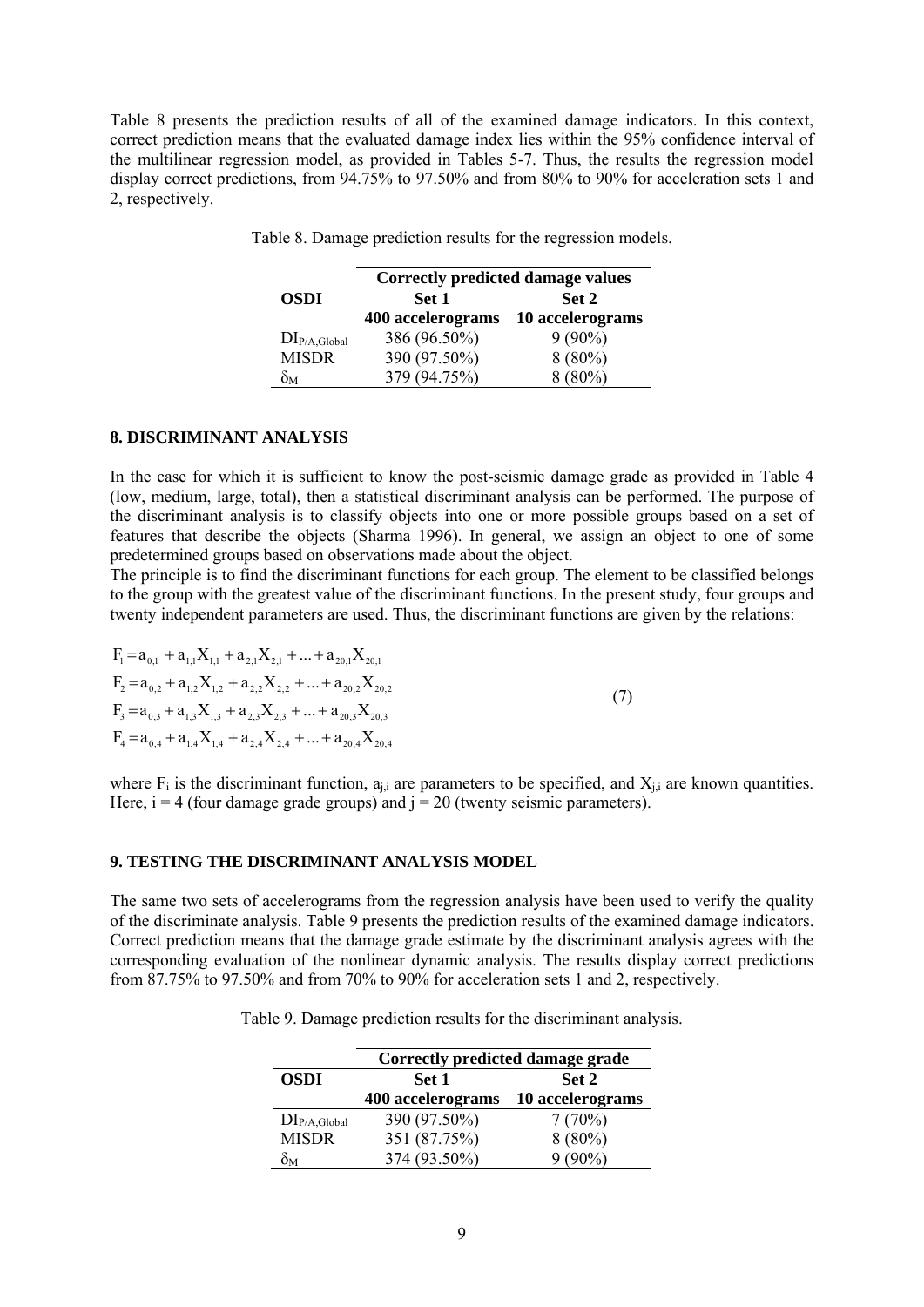Table 8 presents the prediction results of all of the examined damage indicators. In this context, correct prediction means that the evaluated damage index lies within the 95% confidence interval of the multilinear regression model, as provided in Tables 5-7. Thus, the results the regression model display correct predictions, from 94.75% to 97.50% and from 80% to 90% for acceleration sets 1 and 2, respectively.

Table 8. Damage prediction results for the regression models.

| | **Correctly predicted damage values** | |
|---|---|---|
| **OSDI** | **Set 1** | **Set 2** |
| | **400 accelerograms** | **10 accelerograms** |
| $DI_{P/A,Global}$ | 386 (96.50%) | 9 (90%) |
| MISDR | 390 (97.50%) | 8 (80%) |
| $\delta_M$ | 379 (94.75%) | 8 (80%) |

### 8. DISCRIMINANT ANALYSIS

In the case for which it is sufficient to know the post-seismic damage grade as provided in Table 4 (low, medium, large, total), then a statistical discriminant analysis can be performed. The purpose of the discriminant analysis is to classify objects into one or more possible groups based on a set of features that describe the objects (Sharma 1996). In general, we assign an object to one of some predetermined groups based on observations made about the object.

The principle is to find the discriminant functions for each group. The element to be classified belongs to the group with the greatest value of the discriminant functions. In the present study, four groups and twenty independent parameters are used. Thus, the discriminant functions are given by the relations:

$$
\begin{aligned}
F_1 &= a_{0,1} + a_{1,1}X_{1,1} + a_{2,1}X_{2,1} + \ldots + a_{20,1}X_{20,1} \\
F_2 &= a_{0,2} + a_{1,2}X_{1,2} + a_{2,2}X_{2,2} + \ldots + a_{20,2}X_{20,2} \\
F_3 &= a_{0,3} + a_{1,3}X_{1,3} + a_{2,3}X_{2,3} + \ldots + a_{20,3}X_{20,3} \\
F_4 &= a_{0,4} + a_{1,4}X_{1,4} + a_{2,4}X_{2,4} + \ldots + a_{20,4}X_{20,4}
\end{aligned}
\tag{7}
$$

where $F_i$ is the discriminant function, $a_{j,i}$ are parameters to be specified, and $X_{j,i}$ are known quantities. Here, $i = 4$ (four damage grade groups) and $j = 20$ (twenty seismic parameters).

### 9. TESTING THE DISCRIMINANT ANALYSIS MODEL

The same two sets of accelerograms from the regression analysis have been used to verify the quality of the discriminate analysis. Table 9 presents the prediction results of the examined damage indicators. Correct prediction means that the damage grade estimate by the discriminant analysis agrees with the corresponding evaluation of the nonlinear dynamic analysis. The results display correct predictions from 87.75% to 97.50% and from 70% to 90% for acceleration sets 1 and 2, respectively.

Table 9. Damage prediction results for the discriminant analysis.

| | **Correctly predicted damage grade** | |
|---|---|---|
| **OSDI** | **Set 1** | **Set 2** |
| | **400 accelerograms** | **10 accelerograms** |
| $DI_{P/A,Global}$ | 390 (97.50%) | 7 (70%) |
| MISDR | 351 (87.75%) | 8 (80%) |
| $\delta_M$ | 374 (93.50%) | 9 (90%) |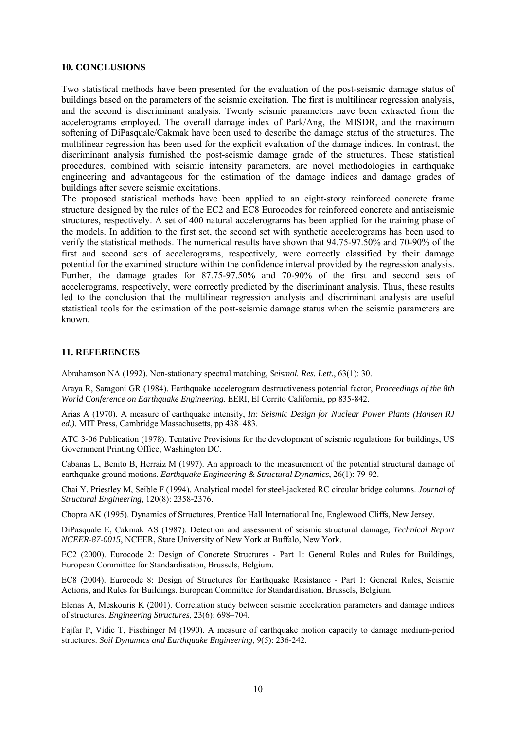## 10. CONCLUSIONS

Two statistical methods have been presented for the evaluation of the post-seismic damage status of buildings based on the parameters of the seismic excitation. The first is multilinear regression analysis, and the second is discriminant analysis. Twenty seismic parameters have been extracted from the accelerograms employed. The overall damage index of Park/Ang, the MISDR, and the maximum softening of DiPasquale/Cakmak have been used to describe the damage status of the structures. The multilinear regression has been used for the explicit evaluation of the damage indices. In contrast, the discriminant analysis furnished the post-seismic damage grade of the structures. These statistical procedures, combined with seismic intensity parameters, are novel methodologies in earthquake engineering and advantageous for the estimation of the damage indices and damage grades of buildings after severe seismic excitations.

The proposed statistical methods have been applied to an eight-story reinforced concrete frame structure designed by the rules of the EC2 and EC8 Eurocodes for reinforced concrete and antiseismic structures, respectively. A set of 400 natural accelerograms has been applied for the training phase of the models. In addition to the first set, the second set with synthetic accelerograms has been used to verify the statistical methods. The numerical results have shown that 94.75-97.50% and 70-90% of the first and second sets of accelerograms, respectively, were correctly classified by their damage potential for the examined structure within the confidence interval provided by the regression analysis. Further, the damage grades for 87.75-97.50% and 70-90% of the first and second sets of accelerograms, respectively, were correctly predicted by the discriminant analysis. Thus, these results led to the conclusion that the multilinear regression analysis and discriminant analysis are useful statistical tools for the estimation of the post-seismic damage status when the seismic parameters are known.

## 11. REFERENCES

Abrahamson NA (1992). Non-stationary spectral matching, *Seismol. Res. Lett.*, 63(1): 30.

Araya R, Saragoni GR (1984). Earthquake accelerogram destructiveness potential factor, *Proceedings of the 8th World Conference on Earthquake Engineering*. EERI, El Cerrito California, pp 835-842.

Arias A (1970). A measure of earthquake intensity, *In: Seismic Design for Nuclear Power Plants (Hansen RJ ed.)*. MIT Press, Cambridge Massachusetts, pp 438–483.

ATC 3-06 Publication (1978). Tentative Provisions for the development of seismic regulations for buildings, US Government Printing Office, Washington DC.

Cabanas L, Benito B, Herraiz M (1997). An approach to the measurement of the potential structural damage of earthquake ground motions. *Earthquake Engineering & Structural Dynamics*, 26(1): 79-92.

Chai Y, Priestley M, Seible F (1994). Analytical model for steel-jacketed RC circular bridge columns. *Journal of Structural Engineering*, 120(8): 2358-2376.

Chopra AK (1995). Dynamics of Structures, Prentice Hall International Inc, Englewood Cliffs, New Jersey.

DiPasquale E, Cakmak AS (1987). Detection and assessment of seismic structural damage, *Technical Report NCEER-87-0015*, NCEER, State University of New York at Buffalo, New York.

EC2 (2000). Eurocode 2: Design of Concrete Structures - Part 1: General Rules and Rules for Buildings, European Committee for Standardisation, Brussels, Belgium.

EC8 (2004). Eurocode 8: Design of Structures for Earthquake Resistance - Part 1: General Rules, Seismic Actions, and Rules for Buildings. European Committee for Standardisation, Brussels, Belgium.

Elenas A, Meskouris K (2001). Correlation study between seismic acceleration parameters and damage indices of structures. *Engineering Structures*, 23(6): 698–704.

Fajfar P, Vidic T, Fischinger M (1990). A measure of earthquake motion capacity to damage medium-period structures. *Soil Dynamics and Earthquake Engineering*, 9(5): 236-242.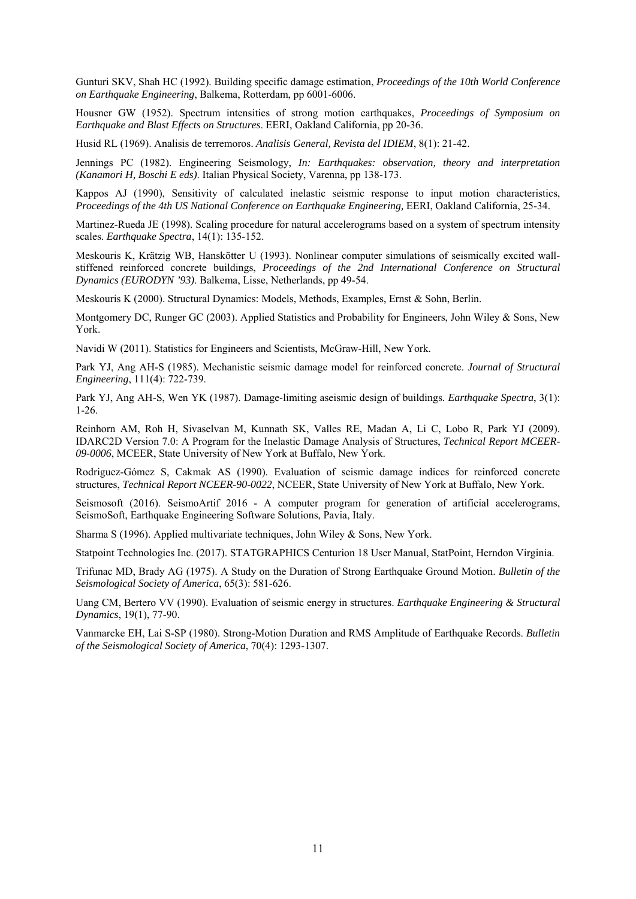Gunturi SKV, Shah HC (1992). Building specific damage estimation, *Proceedings of the 10th World Conference on Earthquake Engineering*, Balkema, Rotterdam, pp 6001-6006.

Housner GW (1952). Spectrum intensities of strong motion earthquakes, *Proceedings of Symposium on Earthquake and Blast Effects on Structures*. EERI, Oakland California, pp 20-36.

Husid RL (1969). Analisis de terremoros. *Analisis General, Revista del IDIEM*, 8(1): 21-42.

Jennings PC (1982). Engineering Seismology, *In: Earthquakes: observation, theory and interpretation (Kanamori H, Boschi E eds)*. Italian Physical Society, Varenna, pp 138-173.

Kappos AJ (1990), Sensitivity of calculated inelastic seismic response to input motion characteristics, *Proceedings of the 4th US National Conference on Earthquake Engineering,* EERI, Oakland California, 25-34.

Martinez-Rueda JE (1998). Scaling procedure for natural accelerograms based on a system of spectrum intensity scales. *Earthquake Spectra*, 14(1): 135-152.

Meskouris K, Krätzig WB, Hanskötter U (1993). Nonlinear computer simulations of seismically excited wall-stiffened reinforced concrete buildings, *Proceedings of the 2nd International Conference on Structural Dynamics (EURODYN '93)*. Balkema, Lisse, Netherlands, pp 49-54.

Meskouris K (2000). Structural Dynamics: Models, Methods, Examples, Ernst & Sohn, Berlin.

Montgomery DC, Runger GC (2003). Applied Statistics and Probability for Engineers, John Wiley & Sons, New York.

Navidi W (2011). Statistics for Engineers and Scientists, McGraw-Hill, New York.

Park YJ, Ang AH-S (1985). Mechanistic seismic damage model for reinforced concrete. *Journal of Structural Engineering*, 111(4): 722-739.

Park YJ, Ang AH-S, Wen YK (1987). Damage-limiting aseismic design of buildings. *Earthquake Spectra*, 3(1): 1-26.

Reinhorn AM, Roh H, Sivaselvan M, Kunnath SK, Valles RE, Madan A, Li C, Lobo R, Park YJ (2009). IDARC2D Version 7.0: A Program for the Inelastic Damage Analysis of Structures, *Technical Report MCEER-09-0006*, MCEER, State University of New York at Buffalo, New York.

Rodriguez-Gómez S, Cakmak AS (1990). Evaluation of seismic damage indices for reinforced concrete structures, *Technical Report NCEER-90-0022*, NCEER, State University of New York at Buffalo, New York.

Seismosoft (2016). SeismoArtif 2016 - A computer program for generation of artificial accelerograms, SeismoSoft, Earthquake Engineering Software Solutions, Pavia, Italy.

Sharma S (1996). Applied multivariate techniques, John Wiley & Sons, New York.

Statpoint Technologies Inc. (2017). STATGRAPHICS Centurion 18 User Manual, StatPoint, Herndon Virginia.

Trifunac MD, Brady AG (1975). A Study on the Duration of Strong Earthquake Ground Motion. *Bulletin of the Seismological Society of America*, 65(3): 581-626.

Uang CM, Bertero VV (1990). Evaluation of seismic energy in structures. *Earthquake Engineering & Structural Dynamics*, 19(1), 77-90.

Vanmarcke EH, Lai S-SP (1980). Strong-Motion Duration and RMS Amplitude of Earthquake Records. *Bulletin of the Seismological Society of America*, 70(4): 1293-1307.